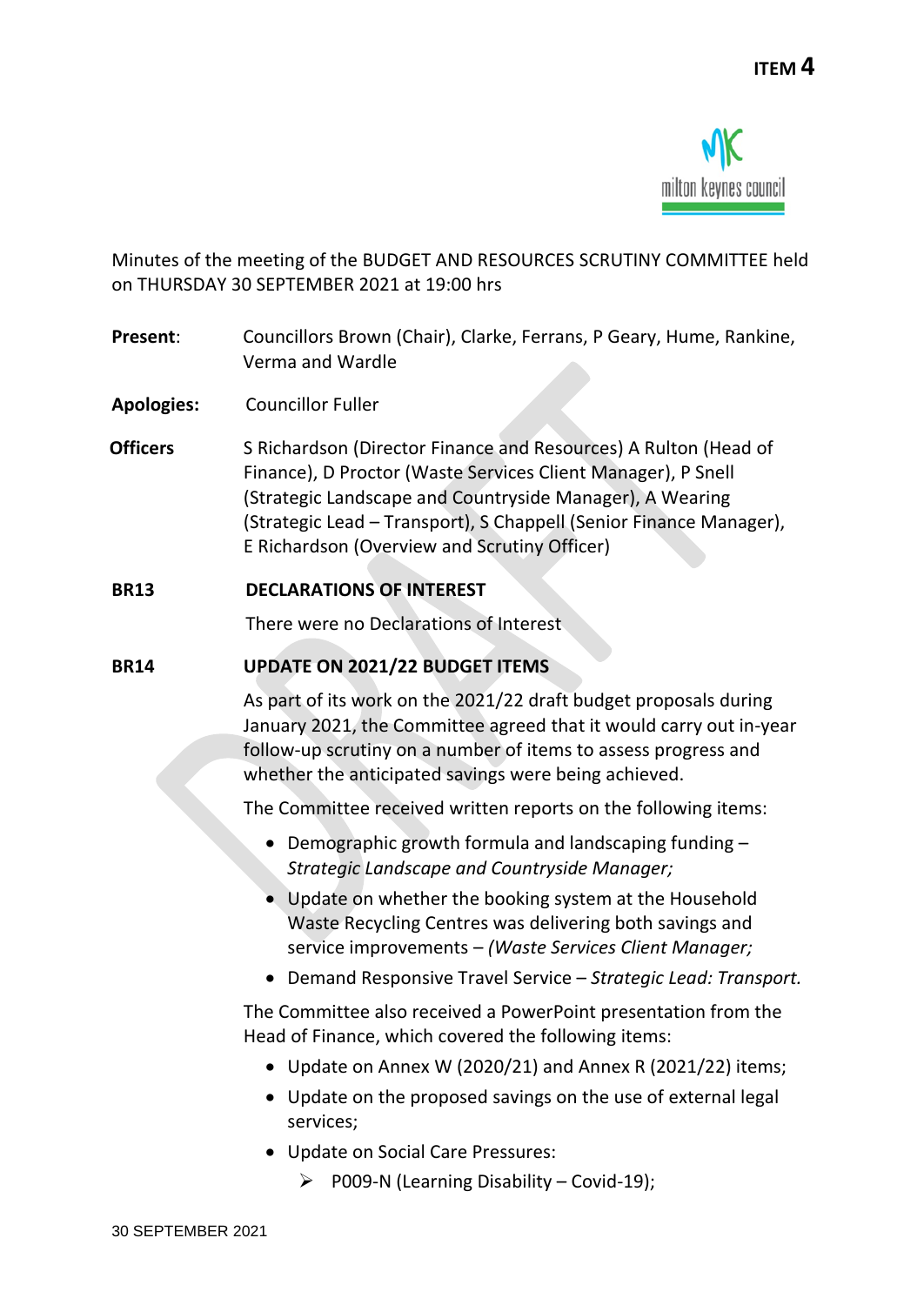ITEM 4

Minutes of the meeting of the BUDGET AND RESOURCES SCRUTINY COMMITTEE held on THURSDAY 30 SEPTEMBER 2021 at 19:00 hrs

**Present**: Councillors Brown (Chair), Clarke, Ferrans, P Geary, Hume, Rankine, Verma and Wardle

**Apologies:** Councillor Fuller

**Officers** S Richardson (Director Finance and Resources) A Rulton (Head of Finance), D Proctor (Waste Services Client Manager), P Snell (Strategic Landscape and Countryside Manager), A Wearing (Strategic Lead – Transport), S Chappell (Senior Finance Manager), E Richardson (Overview and Scrutiny Officer)

## BR13 DECLARATIONS OF INTEREST

There were no Declarations of Interest

## BR14 UPDATE ON 2021/22 BUDGET ITEMS

As part of its work on the 2021/22 draft budget proposals during January 2021, the Committee agreed that it would carry out in-year follow-up scrutiny on a number of items to assess progress and whether the anticipated savings were being achieved.

The Committee received written reports on the following items:

- Demographic growth formula and landscaping funding – *Strategic Landscape and Countryside Manager;*
- Update on whether the booking system at the Household Waste Recycling Centres was delivering both savings and service improvements – *(Waste Services Client Manager;*
- Demand Responsive Travel Service – *Strategic Lead: Transport.*

The Committee also received a PowerPoint presentation from the Head of Finance, which covered the following items:

- Update on Annex W (2020/21) and Annex R (2021/22) items;
- Update on the proposed savings on the use of external legal services;
- Update on Social Care Pressures:
  - P009-N (Learning Disability – Covid-19);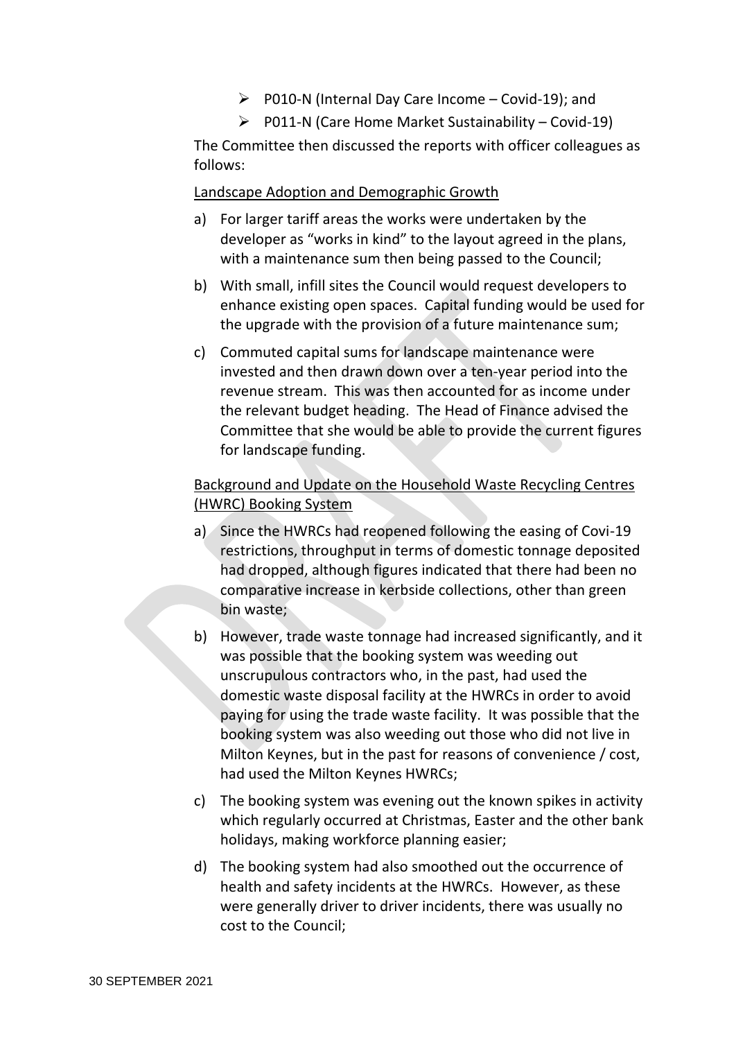- P010-N (Internal Day Care Income – Covid-19); and
- P011-N (Care Home Market Sustainability – Covid-19)

The Committee then discussed the reports with officer colleagues as follows:

Landscape Adoption and Demographic Growth

a) For larger tariff areas the works were undertaken by the developer as "works in kind" to the layout agreed in the plans, with a maintenance sum then being passed to the Council;

b) With small, infill sites the Council would request developers to enhance existing open spaces. Capital funding would be used for the upgrade with the provision of a future maintenance sum;

c) Commuted capital sums for landscape maintenance were invested and then drawn down over a ten-year period into the revenue stream. This was then accounted for as income under the relevant budget heading. The Head of Finance advised the Committee that she would be able to provide the current figures for landscape funding.

Background and Update on the Household Waste Recycling Centres (HWRC) Booking System

a) Since the HWRCs had reopened following the easing of Covi-19 restrictions, throughput in terms of domestic tonnage deposited had dropped, although figures indicated that there had been no comparative increase in kerbside collections, other than green bin waste;

b) However, trade waste tonnage had increased significantly, and it was possible that the booking system was weeding out unscrupulous contractors who, in the past, had used the domestic waste disposal facility at the HWRCs in order to avoid paying for using the trade waste facility. It was possible that the booking system was also weeding out those who did not live in Milton Keynes, but in the past for reasons of convenience / cost, had used the Milton Keynes HWRCs;

c) The booking system was evening out the known spikes in activity which regularly occurred at Christmas, Easter and the other bank holidays, making workforce planning easier;

d) The booking system had also smoothed out the occurrence of health and safety incidents at the HWRCs. However, as these were generally driver to driver incidents, there was usually no cost to the Council;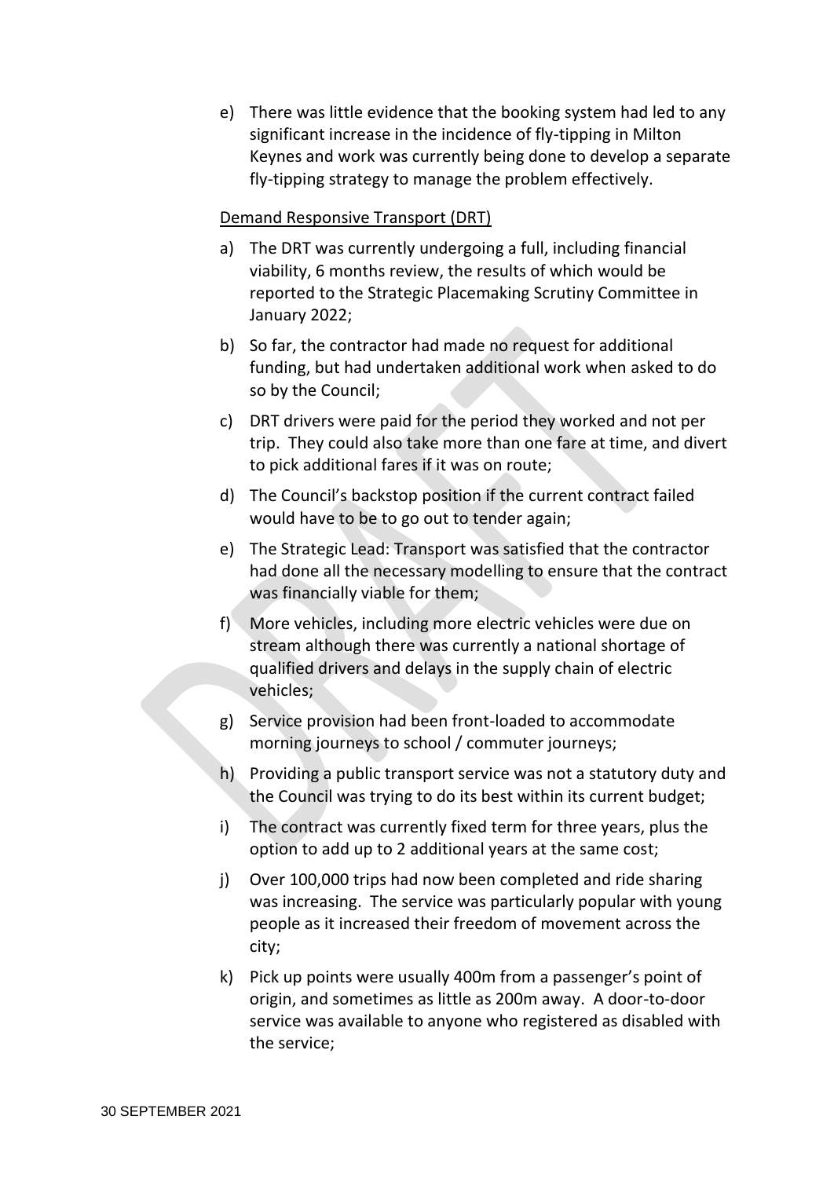e) There was little evidence that the booking system had led to any significant increase in the incidence of fly-tipping in Milton Keynes and work was currently being done to develop a separate fly-tipping strategy to manage the problem effectively.

Demand Responsive Transport (DRT)

a) The DRT was currently undergoing a full, including financial viability, 6 months review, the results of which would be reported to the Strategic Placemaking Scrutiny Committee in January 2022;

b) So far, the contractor had made no request for additional funding, but had undertaken additional work when asked to do so by the Council;

c) DRT drivers were paid for the period they worked and not per trip. They could also take more than one fare at time, and divert to pick additional fares if it was on route;

d) The Council's backstop position if the current contract failed would have to be to go out to tender again;

e) The Strategic Lead: Transport was satisfied that the contractor had done all the necessary modelling to ensure that the contract was financially viable for them;

f) More vehicles, including more electric vehicles were due on stream although there was currently a national shortage of qualified drivers and delays in the supply chain of electric vehicles;

g) Service provision had been front-loaded to accommodate morning journeys to school / commuter journeys;

h) Providing a public transport service was not a statutory duty and the Council was trying to do its best within its current budget;

i) The contract was currently fixed term for three years, plus the option to add up to 2 additional years at the same cost;

j) Over 100,000 trips had now been completed and ride sharing was increasing. The service was particularly popular with young people as it increased their freedom of movement across the city;

k) Pick up points were usually 400m from a passenger's point of origin, and sometimes as little as 200m away. A door-to-door service was available to anyone who registered as disabled with the service;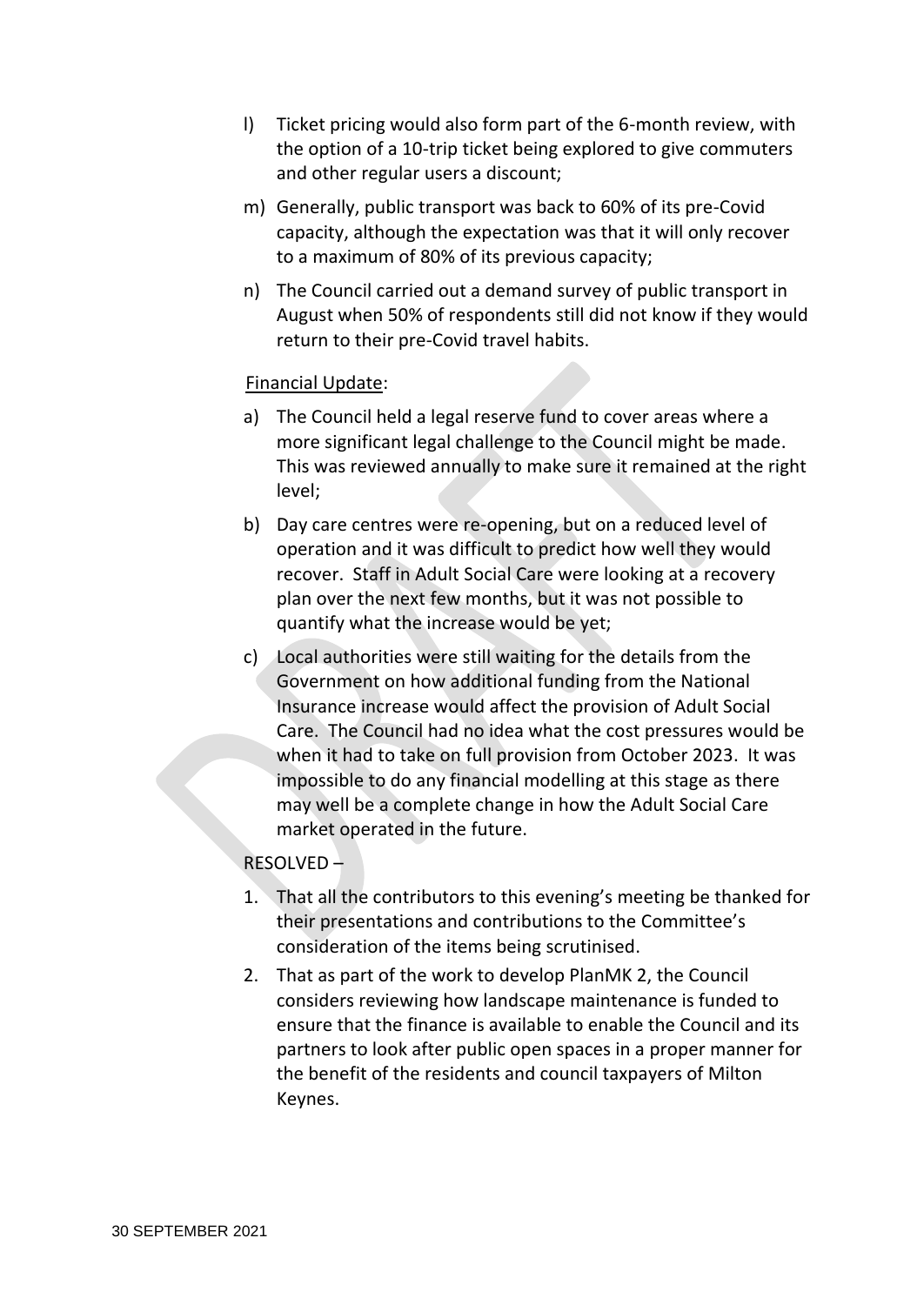l) Ticket pricing would also form part of the 6-month review, with the option of a 10-trip ticket being explored to give commuters and other regular users a discount;

m) Generally, public transport was back to 60% of its pre-Covid capacity, although the expectation was that it will only recover to a maximum of 80% of its previous capacity;

n) The Council carried out a demand survey of public transport in August when 50% of respondents still did not know if they would return to their pre-Covid travel habits.

Financial Update:

a) The Council held a legal reserve fund to cover areas where a more significant legal challenge to the Council might be made. This was reviewed annually to make sure it remained at the right level;

b) Day care centres were re-opening, but on a reduced level of operation and it was difficult to predict how well they would recover. Staff in Adult Social Care were looking at a recovery plan over the next few months, but it was not possible to quantify what the increase would be yet;

c) Local authorities were still waiting for the details from the Government on how additional funding from the National Insurance increase would affect the provision of Adult Social Care. The Council had no idea what the cost pressures would be when it had to take on full provision from October 2023. It was impossible to do any financial modelling at this stage as there may well be a complete change in how the Adult Social Care market operated in the future.

RESOLVED –

1. That all the contributors to this evening's meeting be thanked for their presentations and contributions to the Committee's consideration of the items being scrutinised.
2. That as part of the work to develop PlanMK 2, the Council considers reviewing how landscape maintenance is funded to ensure that the finance is available to enable the Council and its partners to look after public open spaces in a proper manner for the benefit of the residents and council taxpayers of Milton Keynes.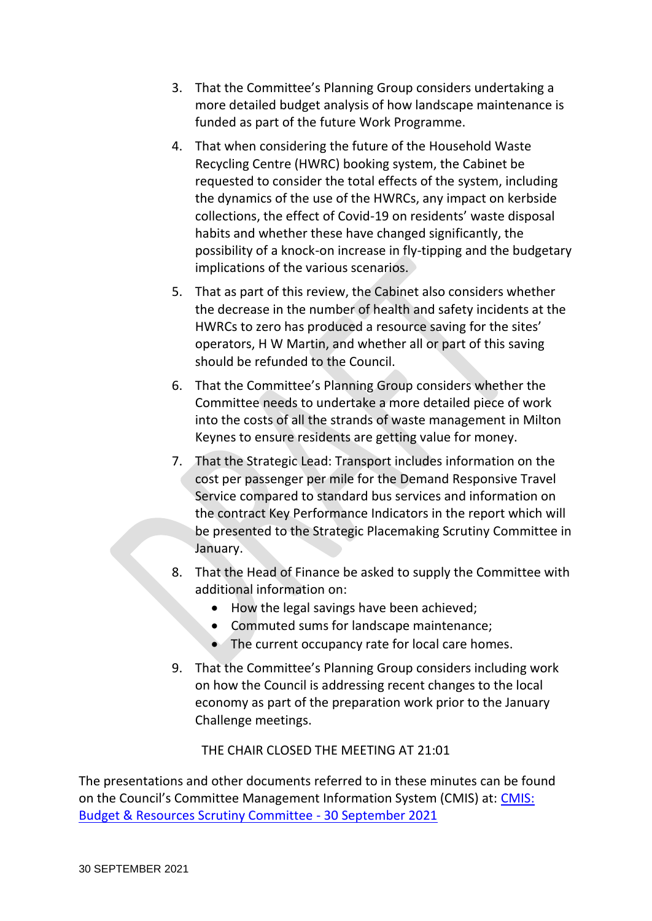3. That the Committee's Planning Group considers undertaking a more detailed budget analysis of how landscape maintenance is funded as part of the future Work Programme.

4. That when considering the future of the Household Waste Recycling Centre (HWRC) booking system, the Cabinet be requested to consider the total effects of the system, including the dynamics of the use of the HWRCs, any impact on kerbside collections, the effect of Covid-19 on residents' waste disposal habits and whether these have changed significantly, the possibility of a knock-on increase in fly-tipping and the budgetary implications of the various scenarios.

5. That as part of this review, the Cabinet also considers whether the decrease in the number of health and safety incidents at the HWRCs to zero has produced a resource saving for the sites' operators, H W Martin, and whether all or part of this saving should be refunded to the Council.

6. That the Committee's Planning Group considers whether the Committee needs to undertake a more detailed piece of work into the costs of all the strands of waste management in Milton Keynes to ensure residents are getting value for money.

7. That the Strategic Lead: Transport includes information on the cost per passenger per mile for the Demand Responsive Travel Service compared to standard bus services and information on the contract Key Performance Indicators in the report which will be presented to the Strategic Placemaking Scrutiny Committee in January.

8. That the Head of Finance be asked to supply the Committee with additional information on:
   - How the legal savings have been achieved;
   - Commuted sums for landscape maintenance;
   - The current occupancy rate for local care homes.

9. That the Committee's Planning Group considers including work on how the Council is addressing recent changes to the local economy as part of the preparation work prior to the January Challenge meetings.

THE CHAIR CLOSED THE MEETING AT 21:01

The presentations and other documents referred to in these minutes can be found on the Council's Committee Management Information System (CMIS) at: [CMIS: Budget & Resources Scrutiny Committee - 30 September 2021]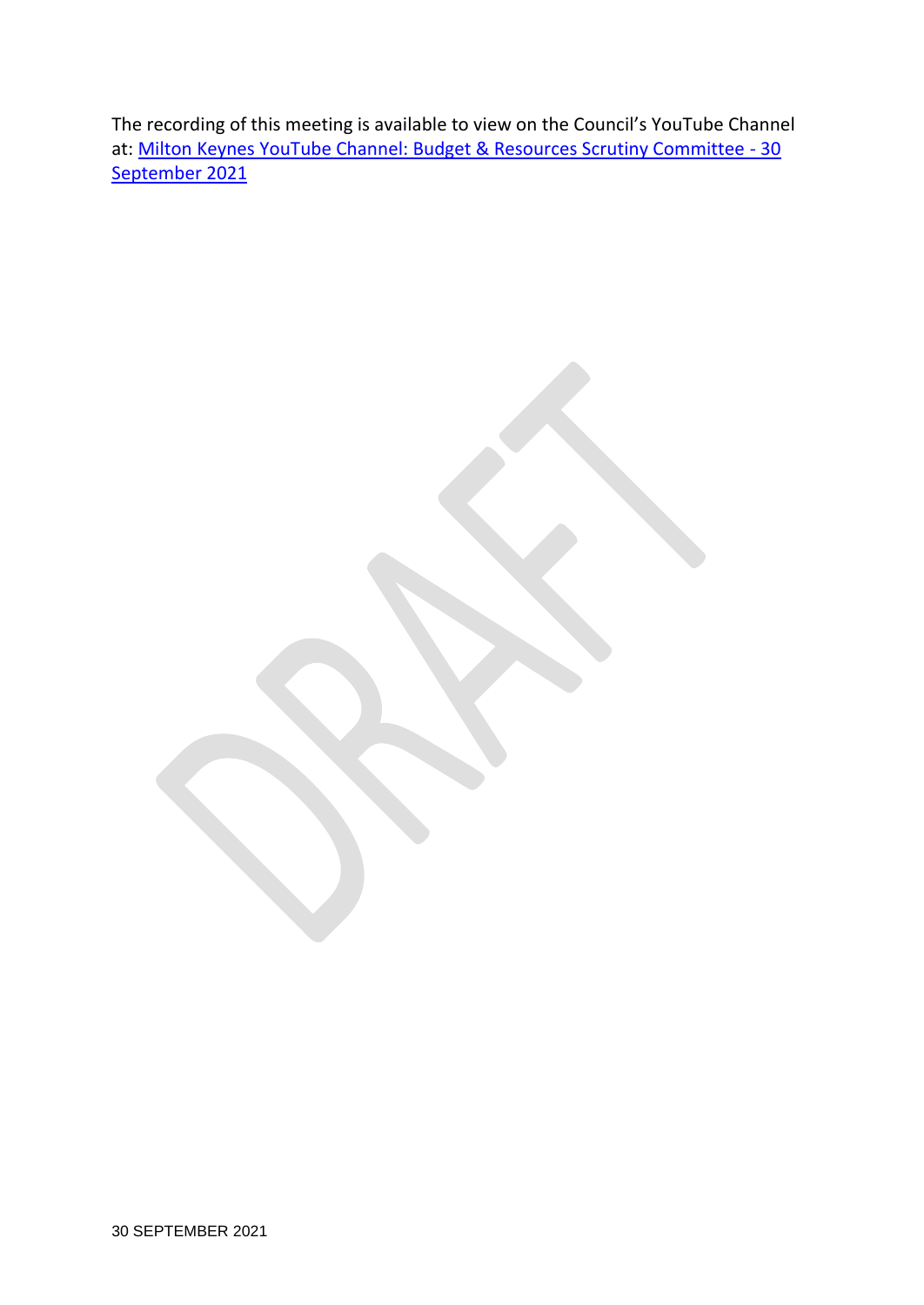The recording of this meeting is available to view on the Council's YouTube Channel at: [Milton Keynes YouTube Channel: Budget & Resources Scrutiny Committee - 30 September 2021]